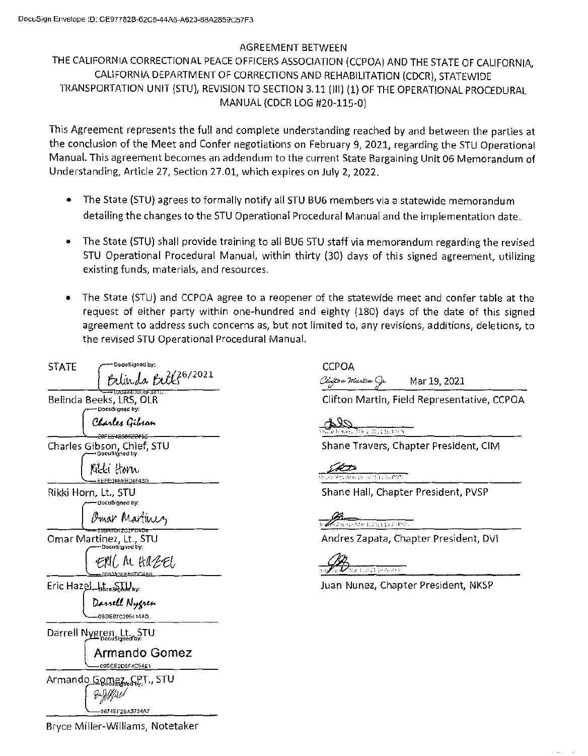DocuSign Envelope ID: CE97782B-62C5-44A6-A623-88A2859C57F3

AGREEMENT BETWEEN

THE CALIFORNIA CORRECTIONAL PEACE OFFICERS ASSOCIATION (CCPOA) AND THE STATE OF CALIFORNIA, CALIFORNIA DEPARTMENT OF CORRECTIONS AND REHABILITATION (CDCR), STATEWIDE TRANSPORTATION UNIT (STU), REVISION TO SECTION 3.11 (III) (1) OF THE OPERATIONAL PROCEDURAL MANUAL (CDCR LOG #20-115-0)

This Agreement represents the full and complete understanding reached by and between the parties at the conclusion of the Meet and Confer negotiations on February 9, 2021, regarding the STU Operational Manual. This agreement becomes an addendum to the current State Bargaining Unit 06 Memorandum of Understanding, Article 27, Section 27.01, which expires on July 2, 2022.

- The State (STU) agrees to formally notify all STU BU6 members via a statewide memorandum detailing the changes to the STU Operational Procedural Manual and the implementation date.
- The State (STU) shall provide training to all BU6 STU staff via memorandum regarding the revised STU Operational Procedural Manual, within thirty (30) days of this signed agreement, utilizing existing funds, materials, and resources.
- The State (STU) and CCPOA agree to a reopener of the statewide meet and confer table at the request of either party within one-hundred and eighty (180) days of the date of this signed agreement to address such concerns as, but not limited to, any revisions, additions, deletions, to the revised STU Operational Procedural Manual.

STATE

DocuSigned by: Belinda Beeks 2/26/2021

Belinda Beeks, LRS, OLR

DocuSigned by: Charles Gibson

Charles Gibson, Chief, STU

DocuSigned by: Rikki Horn

Rikki Horn, Lt., STU

DocuSigned by: Omar Martinez

Omar Martinez, Lt., STU

DocuSigned by: Eric M Hazel

Eric Hazel, Lt., STU

DocuSigned by: Darrell Nygren

Darrell Nygren, Lt., STU

DocuSigned by: Armando Gomez

Armando Gomez, CPT., STU

DocuSigned by: [signature]

Bryce Miller-Williams, Notetaker

CCPOA

Clifton Martin Jr. Mar 19, 2021

Clifton Martin, Field Representative, CCPOA

[signature]

Shane Travers, Chapter President, CIM

[signature]

Shane Hall, Chapter President, PVSP

[signature]

Andres Zapata, Chapter President, DVI

[signature]

Juan Nunez, Chapter President, NKSP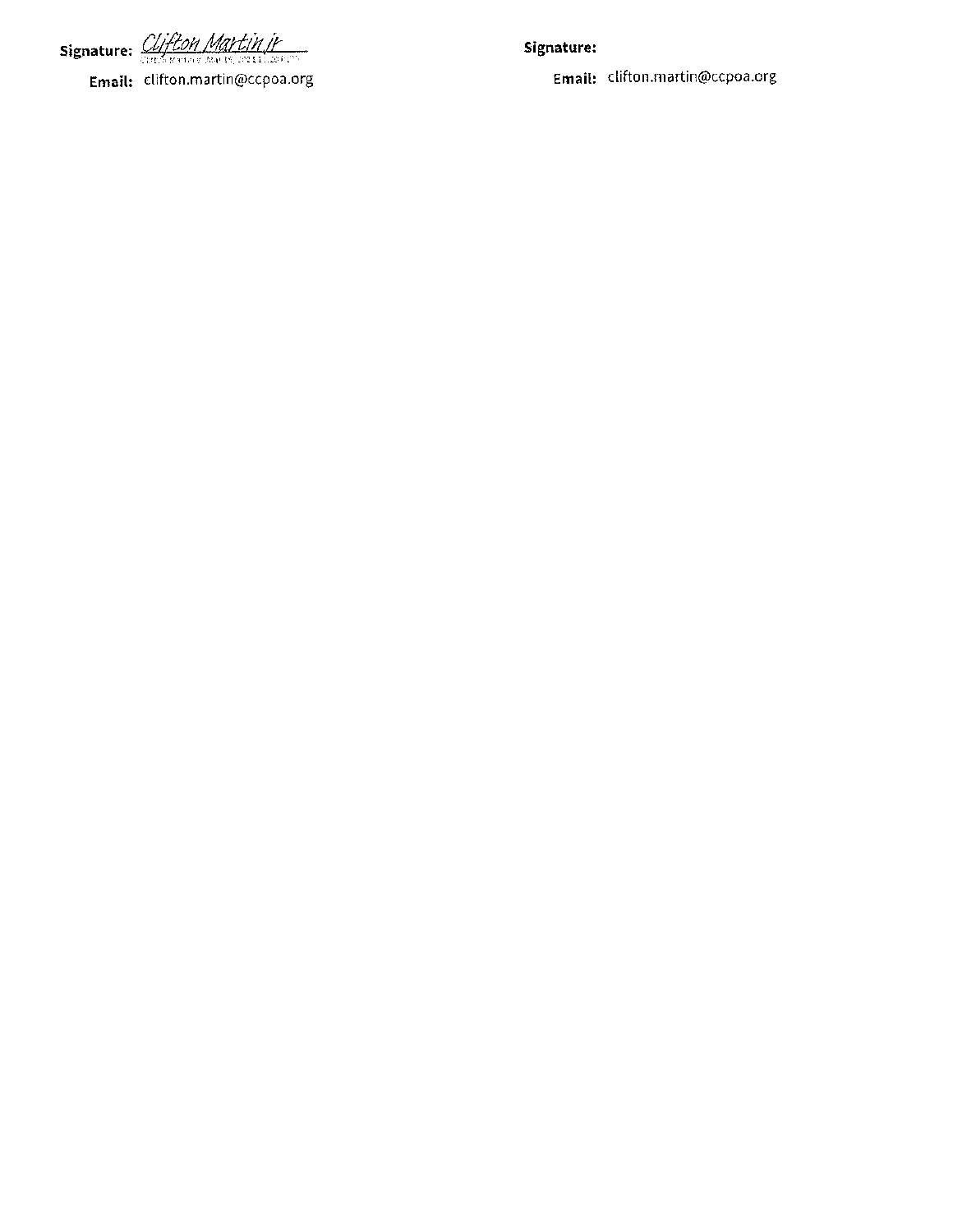**Signature:** *Clifton Martin jr*

**Email:** clifton.martin@ccpoa.org

**Signature:**

**Email:** clifton.martin@ccpoa.org